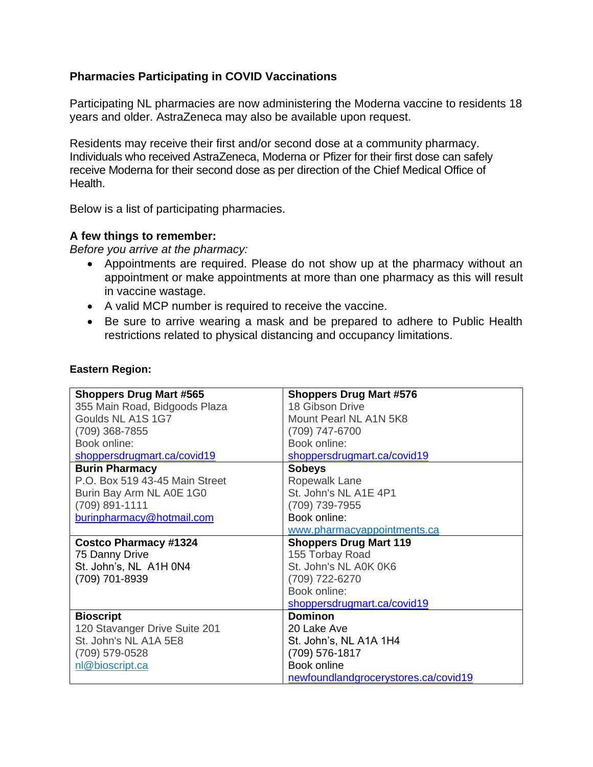## Pharmacies Participating in COVID Vaccinations

Participating NL pharmacies are now administering the Moderna vaccine to residents 18 years and older. AstraZeneca may also be available upon request.

Residents may receive their first and/or second dose at a community pharmacy. Individuals who received AstraZeneca, Moderna or Pfizer for their first dose can safely receive Moderna for their second dose as per direction of the Chief Medical Office of Health.

Below is a list of participating pharmacies.

### A few things to remember:

*Before you arrive at the pharmacy:*

- Appointments are required. Please do not show up at the pharmacy without an appointment or make appointments at more than one pharmacy as this will result in vaccine wastage.
- A valid MCP number is required to receive the vaccine.
- Be sure to arrive wearing a mask and be prepared to adhere to Public Health restrictions related to physical distancing and occupancy limitations.

**Eastern Region:**

| | |
|---|---|
| **Shoppers Drug Mart #565**<br>355 Main Road, Bidgoods Plaza<br>Goulds NL A1S 1G7<br>(709) 368-7855<br>Book online:<br>shoppersdrugmart.ca/covid19 | **Shoppers Drug Mart #576**<br>18 Gibson Drive<br>Mount Pearl NL A1N 5K8<br>(709) 747-6700<br>Book online:<br>shoppersdrugmart.ca/covid19 |
| **Burin Pharmacy**<br>P.O. Box 519 43-45 Main Street<br>Burin Bay Arm NL A0E 1G0<br>(709) 891-1111<br>burinpharmacy@hotmail.com | **Sobeys**<br>Ropewalk Lane<br>St. John's NL A1E 4P1<br>(709) 739-7955<br>Book online:<br>www.pharmacyappointments.ca |
| **Costco Pharmacy #1324**<br>75 Danny Drive<br>St. John's, NL A1H 0N4<br>(709) 701-8939 | **Shoppers Drug Mart 119**<br>155 Torbay Road<br>St. John's NL A0K 0K6<br>(709) 722-6270<br>Book online:<br>shoppersdrugmart.ca/covid19 |
| **Bioscript**<br>120 Stavanger Drive Suite 201<br>St. John's NL A1A 5E8<br>(709) 579-0528<br>nl@bioscript.ca | **Dominon**<br>20 Lake Ave<br>St. John's, NL A1A 1H4<br>(709) 576-1817<br>Book online<br>newfoundlandgrocerystores.ca/covid19 |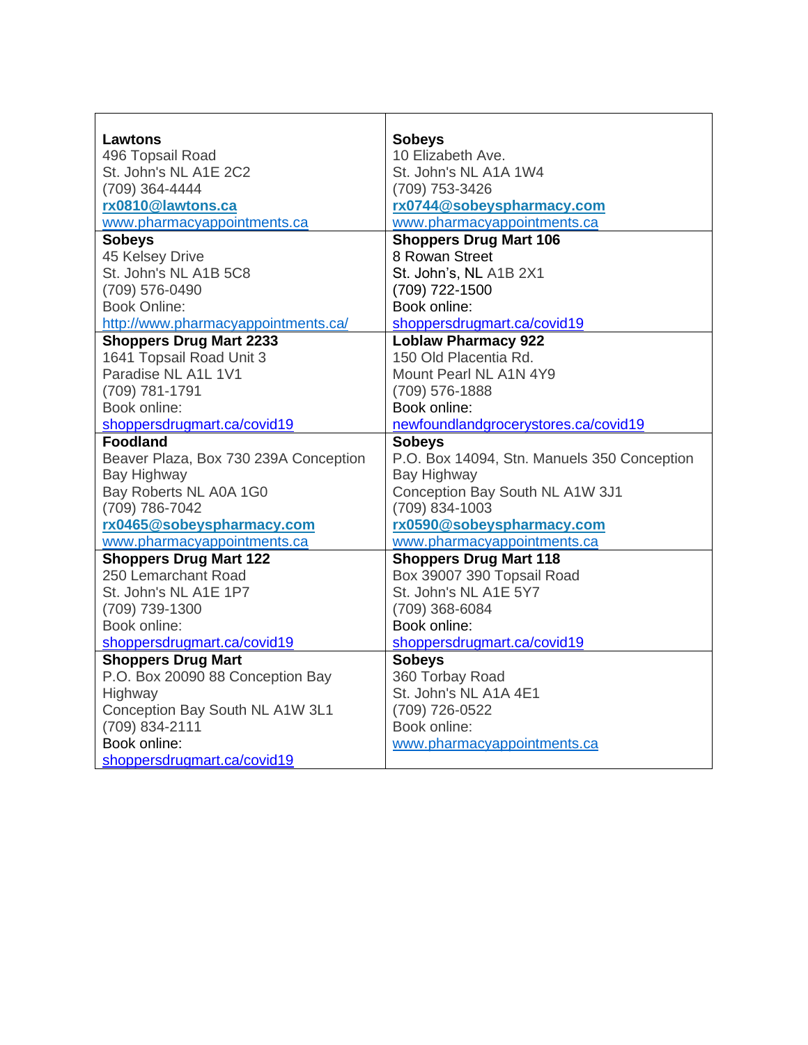| | |
|---|---|
| **Lawtons**<br>496 Topsail Road<br>St. John's NL A1E 2C2<br>(709) 364-4444<br>**rx0810@lawtons.ca**<br>www.pharmacyappointments.ca | **Sobeys**<br>10 Elizabeth Ave.<br>St. John's NL A1A 1W4<br>(709) 753-3426<br>**rx0744@sobeyspharmacy.com**<br>www.pharmacyappointments.ca |
| **Sobeys**<br>45 Kelsey Drive<br>St. John's NL A1B 5C8<br>(709) 576-0490<br>Book Online:<br>http://www.pharmacyappointments.ca/ | **Shoppers Drug Mart 106**<br>8 Rowan Street<br>St. John's, NL A1B 2X1<br>(709) 722-1500<br>Book online:<br>shoppersdrugmart.ca/covid19 |
| **Shoppers Drug Mart 2233**<br>1641 Topsail Road Unit 3<br>Paradise NL A1L 1V1<br>(709) 781-1791<br>Book online:<br>shoppersdrugmart.ca/covid19 | **Loblaw Pharmacy 922**<br>150 Old Placentia Rd.<br>Mount Pearl NL A1N 4Y9<br>(709) 576-1888<br>Book online:<br>newfoundlandgrocerystores.ca/covid19 |
| **Foodland**<br>Beaver Plaza, Box 730 239A Conception Bay Highway<br>Bay Roberts NL A0A 1G0<br>(709) 786-7042<br>**rx0465@sobeyspharmacy.com**<br>www.pharmacyappointments.ca | **Sobeys**<br>P.O. Box 14094, Stn. Manuels 350 Conception Bay Highway<br>Conception Bay South NL A1W 3J1<br>(709) 834-1003<br>**rx0590@sobeyspharmacy.com**<br>www.pharmacyappointments.ca |
| **Shoppers Drug Mart 122**<br>250 Lemarchant Road<br>St. John's NL A1E 1P7<br>(709) 739-1300<br>Book online:<br>shoppersdrugmart.ca/covid19 | **Shoppers Drug Mart 118**<br>Box 39007 390 Topsail Road<br>St. John's NL A1E 5Y7<br>(709) 368-6084<br>Book online:<br>shoppersdrugmart.ca/covid19 |
| **Shoppers Drug Mart**<br>P.O. Box 20090 88 Conception Bay Highway<br>Conception Bay South NL A1W 3L1<br>(709) 834-2111<br>Book online:<br>shoppersdrugmart.ca/covid19 | **Sobeys**<br>360 Torbay Road<br>St. John's NL A1A 4E1<br>(709) 726-0522<br>Book online:<br>www.pharmacyappointments.ca |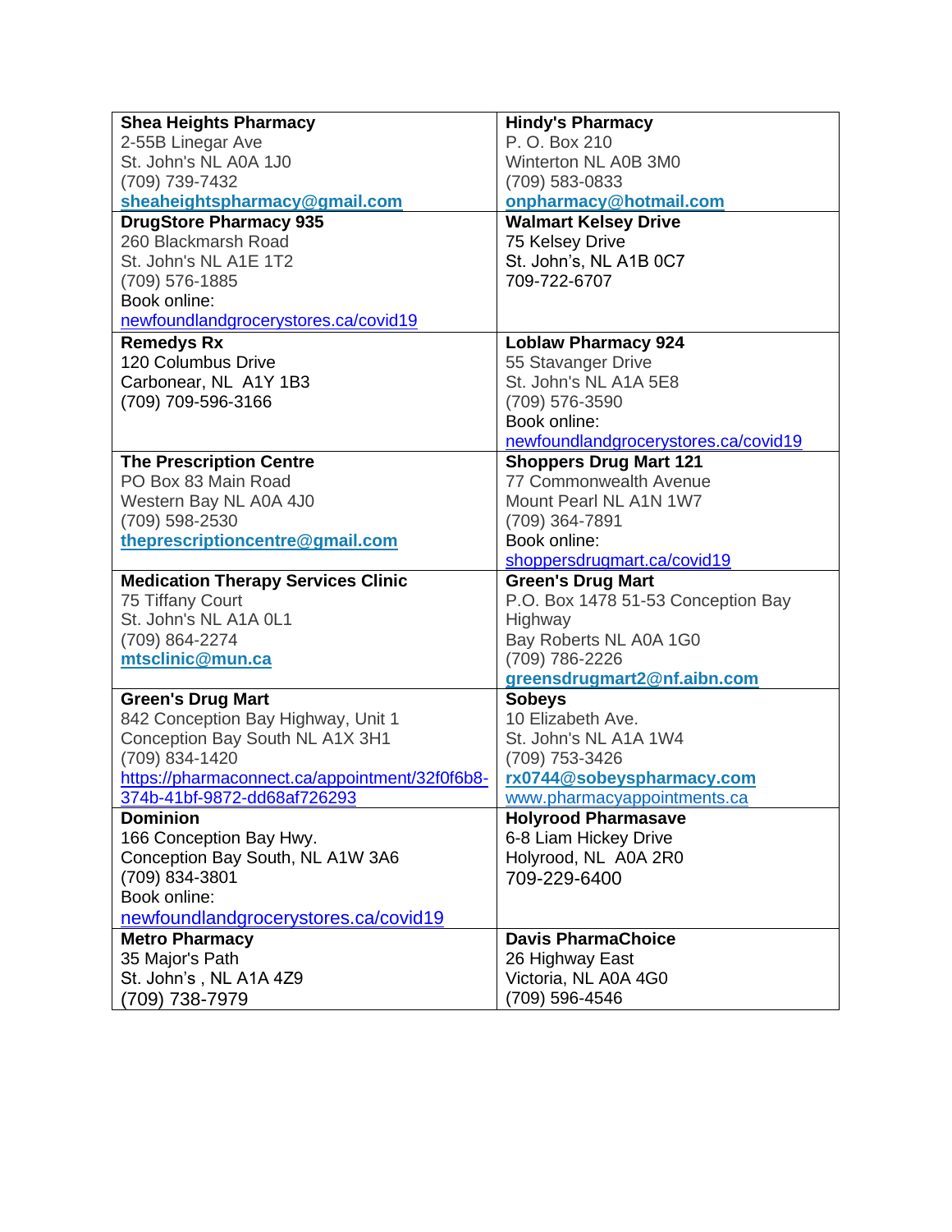| | |
|---|---|
| **Shea Heights Pharmacy**<br>2-55B Linegar Ave<br>St. John's NL A0A 1J0<br>(709) 739-7432<br>**sheaheightspharmacy@gmail.com** | **Hindy's Pharmacy**<br>P. O. Box 210<br>Winterton NL A0B 3M0<br>(709) 583-0833<br>**onpharmacy@hotmail.com** |
| **DrugStore Pharmacy 935**<br>260 Blackmarsh Road<br>St. John's NL A1E 1T2<br>(709) 576-1885<br>Book online:<br>newfoundlandgrocerystores.ca/covid19 | **Walmart Kelsey Drive**<br>75 Kelsey Drive<br>St. John's, NL A1B 0C7<br>709-722-6707 |
| **Remedys Rx**<br>120 Columbus Drive<br>Carbonear, NL A1Y 1B3<br>(709) 709-596-3166 | **Loblaw Pharmacy 924**<br>55 Stavanger Drive<br>St. John's NL A1A 5E8<br>(709) 576-3590<br>Book online:<br>newfoundlandgrocerystores.ca/covid19 |
| **The Prescription Centre**<br>PO Box 83 Main Road<br>Western Bay NL A0A 4J0<br>(709) 598-2530<br>**theprescriptioncentre@gmail.com** | **Shoppers Drug Mart 121**<br>77 Commonwealth Avenue<br>Mount Pearl NL A1N 1W7<br>(709) 364-7891<br>Book online:<br>shoppersdrugmart.ca/covid19 |
| **Medication Therapy Services Clinic**<br>75 Tiffany Court<br>St. John's NL A1A 0L1<br>(709) 864-2274<br>**mtsclinic@mun.ca** | **Green's Drug Mart**<br>P.O. Box 1478 51-53 Conception Bay Highway<br>Bay Roberts NL A0A 1G0<br>(709) 786-2226<br>**greensdrugmart2@nf.aibn.com** |
| **Green's Drug Mart**<br>842 Conception Bay Highway, Unit 1<br>Conception Bay South NL A1X 3H1<br>(709) 834-1420<br>https://pharmaconnect.ca/appointment/32f0f6b8-374b-41bf-9872-dd68af726293 | **Sobeys**<br>10 Elizabeth Ave.<br>St. John's NL A1A 1W4<br>(709) 753-3426<br>**rx0744@sobeyspharmacy.com**<br>www.pharmacyappointments.ca |
| **Dominion**<br>166 Conception Bay Hwy.<br>Conception Bay South, NL A1W 3A6<br>(709) 834-3801<br>Book online:<br>newfoundlandgrocerystores.ca/covid19 | **Holyrood Pharmasave**<br>6-8 Liam Hickey Drive<br>Holyrood, NL A0A 2R0<br>709-229-6400 |
| **Metro Pharmacy**<br>35 Major's Path<br>St. John's , NL A1A 4Z9<br>(709) 738-7979 | **Davis PharmaChoice**<br>26 Highway East<br>Victoria, NL A0A 4G0<br>(709) 596-4546 |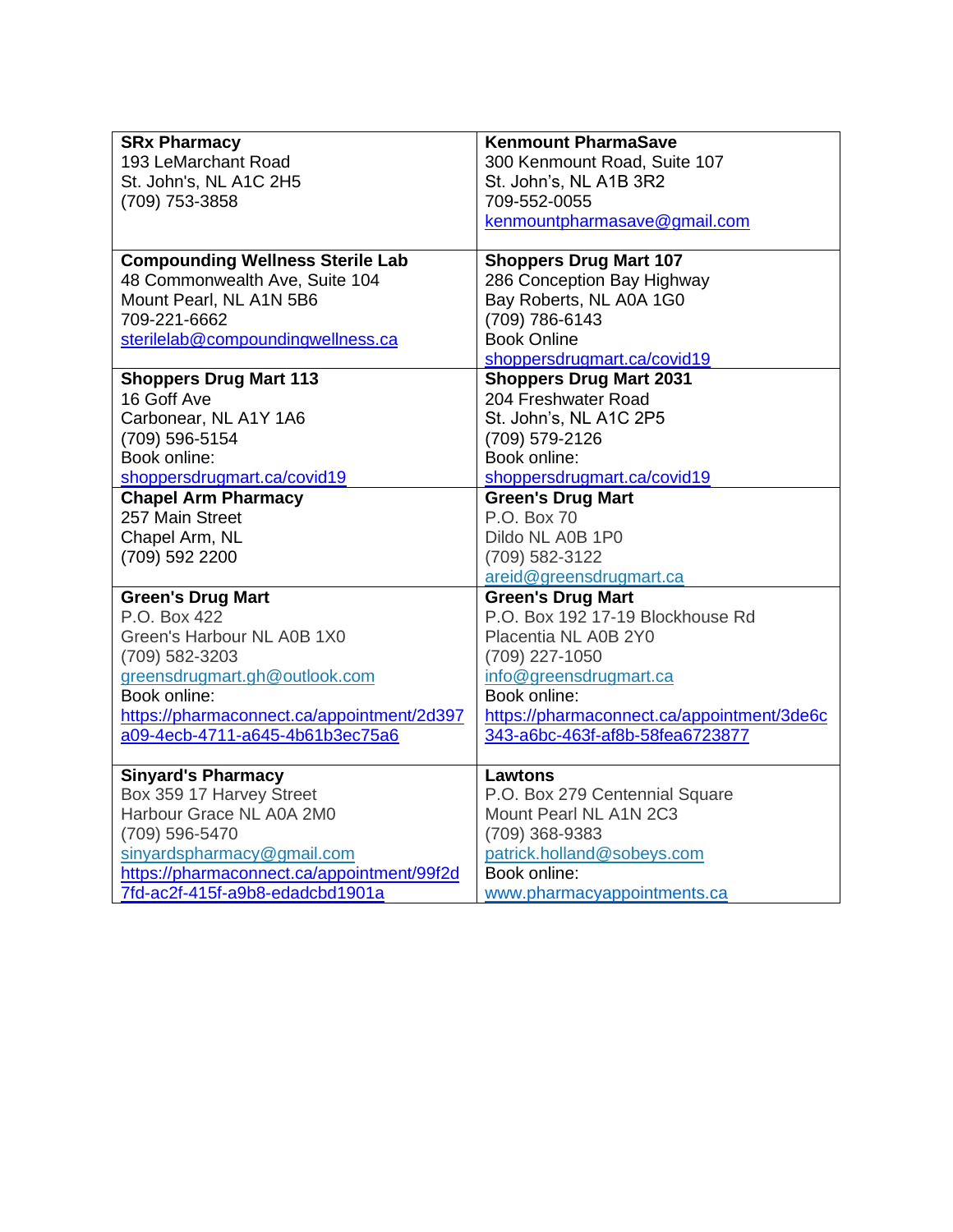| **SRx Pharmacy**<br>193 LeMarchant Road<br>St. John's, NL A1C 2H5<br>(709) 753-3858 | **Kenmount PharmaSave**<br>300 Kenmount Road, Suite 107<br>St. John's, NL A1B 3R2<br>709-552-0055<br>kenmountpharmasave@gmail.com |
|---|---|
| **Compounding Wellness Sterile Lab**<br>48 Commonwealth Ave, Suite 104<br>Mount Pearl, NL A1N 5B6<br>709-221-6662<br>sterilelab@compoundingwellness.ca | **Shoppers Drug Mart 107**<br>286 Conception Bay Highway<br>Bay Roberts, NL A0A 1G0<br>(709) 786-6143<br>Book Online<br>shoppersdrugmart.ca/covid19 |
| **Shoppers Drug Mart 113**<br>16 Goff Ave<br>Carbonear, NL A1Y 1A6<br>(709) 596-5154<br>Book online:<br>shoppersdrugmart.ca/covid19 | **Shoppers Drug Mart 2031**<br>204 Freshwater Road<br>St. John's, NL A1C 2P5<br>(709) 579-2126<br>Book online:<br>shoppersdrugmart.ca/covid19 |
| **Chapel Arm Pharmacy**<br>257 Main Street<br>Chapel Arm, NL<br>(709) 592 2200 | **Green's Drug Mart**<br>P.O. Box 70<br>Dildo NL A0B 1P0<br>(709) 582-3122<br>areid@greensdrugmart.ca |
| **Green's Drug Mart**<br>P.O. Box 422<br>Green's Harbour NL A0B 1X0<br>(709) 582-3203<br>greensdrugmart.gh@outlook.com<br>Book online:<br>https://pharmaconnect.ca/appointment/2d397a09-4ecb-4711-a645-4b61b3ec75a6 | **Green's Drug Mart**<br>P.O. Box 192 17-19 Blockhouse Rd<br>Placentia NL A0B 2Y0<br>(709) 227-1050<br>info@greensdrugmart.ca<br>Book online:<br>https://pharmaconnect.ca/appointment/3de6c343-a6bc-463f-af8b-58fea6723877 |
| **Sinyard's Pharmacy**<br>Box 359 17 Harvey Street<br>Harbour Grace NL A0A 2M0<br>(709) 596-5470<br>sinyardspharmacy@gmail.com<br>https://pharmaconnect.ca/appointment/99f2d7fd-ac2f-415f-a9b8-edadcbd1901a | **Lawtons**<br>P.O. Box 279 Centennial Square<br>Mount Pearl NL A1N 2C3<br>(709) 368-9383<br>patrick.holland@sobeys.com<br>Book online:<br>www.pharmacyappointments.ca |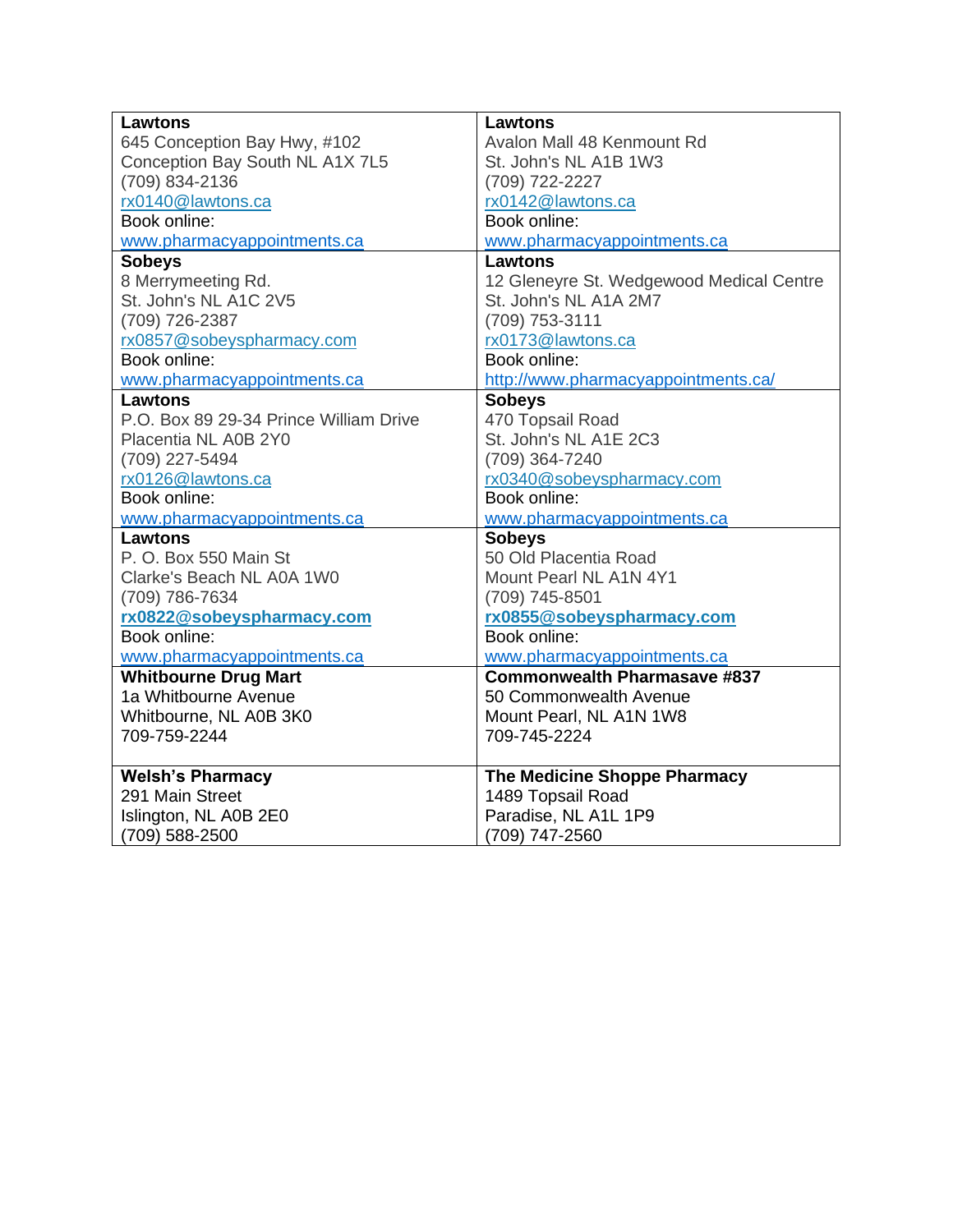| | |
|---|---|
| **Lawtons**<br>645 Conception Bay Hwy, #102<br>Conception Bay South NL A1X 7L5<br>(709) 834-2136<br>rx0140@lawtons.ca<br>Book online:<br>www.pharmacyappointments.ca | **Lawtons**<br>Avalon Mall 48 Kenmount Rd<br>St. John's NL A1B 1W3<br>(709) 722-2227<br>rx0142@lawtons.ca<br>Book online:<br>www.pharmacyappointments.ca |
| **Sobeys**<br>8 Merrymeeting Rd.<br>St. John's NL A1C 2V5<br>(709) 726-2387<br>rx0857@sobeyspharmacy.com<br>Book online:<br>www.pharmacyappointments.ca | **Lawtons**<br>12 Gleneyre St. Wedgewood Medical Centre<br>St. John's NL A1A 2M7<br>(709) 753-3111<br>rx0173@lawtons.ca<br>Book online:<br>http://www.pharmacyappointments.ca/ |
| **Lawtons**<br>P.O. Box 89 29-34 Prince William Drive<br>Placentia NL A0B 2Y0<br>(709) 227-5494<br>rx0126@lawtons.ca<br>Book online:<br>www.pharmacyappointments.ca | **Sobeys**<br>470 Topsail Road<br>St. John's NL A1E 2C3<br>(709) 364-7240<br>rx0340@sobeyspharmacy.com<br>Book online:<br>www.pharmacyappointments.ca |
| **Lawtons**<br>P. O. Box 550 Main St<br>Clarke's Beach NL A0A 1W0<br>(709) 786-7634<br>**rx0822@sobeyspharmacy.com**<br>Book online:<br>www.pharmacyappointments.ca | **Sobeys**<br>50 Old Placentia Road<br>Mount Pearl NL A1N 4Y1<br>(709) 745-8501<br>**rx0855@sobeyspharmacy.com**<br>Book online:<br>www.pharmacyappointments.ca |
| **Whitbourne Drug Mart**<br>1a Whitbourne Avenue<br>Whitbourne, NL A0B 3K0<br>709-759-2244 | **Commonwealth Pharmasave #837**<br>50 Commonwealth Avenue<br>Mount Pearl, NL A1N 1W8<br>709-745-2224 |
| **Welsh's Pharmacy**<br>291 Main Street<br>Islington, NL A0B 2E0<br>(709) 588-2500 | **The Medicine Shoppe Pharmacy**<br>1489 Topsail Road<br>Paradise, NL A1L 1P9<br>(709) 747-2560 |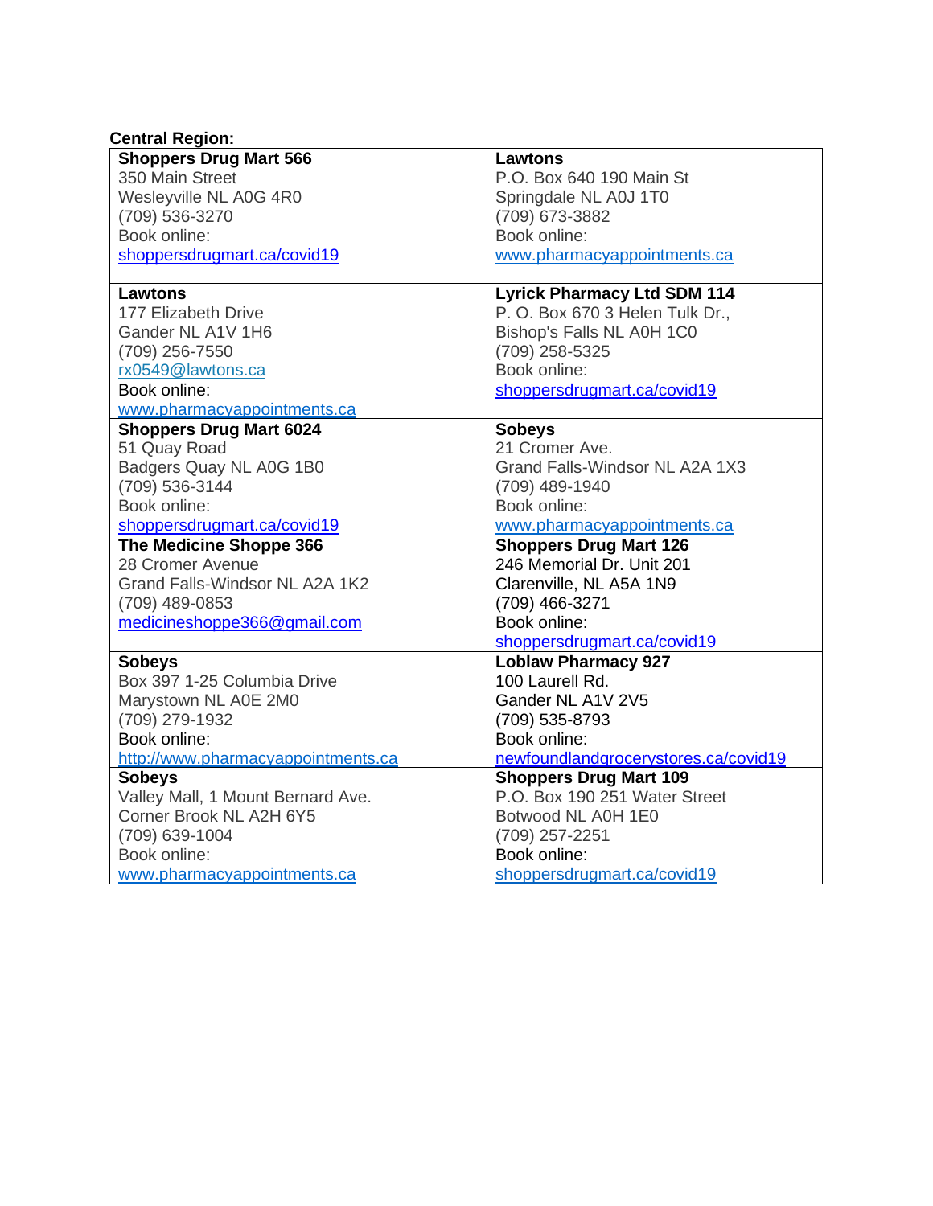**Central Region:**

| | |
|---|---|
| **Shoppers Drug Mart 566**<br>350 Main Street<br>Wesleyville NL A0G 4R0<br>(709) 536-3270<br>Book online:<br>shoppersdrugmart.ca/covid19 | **Lawtons**<br>P.O. Box 640 190 Main St<br>Springdale NL A0J 1T0<br>(709) 673-3882<br>Book online:<br>www.pharmacyappointments.ca |
| **Lawtons**<br>177 Elizabeth Drive<br>Gander NL A1V 1H6<br>(709) 256-7550<br>rx0549@lawtons.ca<br>Book online:<br>www.pharmacyappointments.ca | **Lyrick Pharmacy Ltd SDM 114**<br>P. O. Box 670 3 Helen Tulk Dr.,<br>Bishop's Falls NL A0H 1C0<br>(709) 258-5325<br>Book online:<br>shoppersdrugmart.ca/covid19 |
| **Shoppers Drug Mart 6024**<br>51 Quay Road<br>Badgers Quay NL A0G 1B0<br>(709) 536-3144<br>Book online:<br>shoppersdrugmart.ca/covid19 | **Sobeys**<br>21 Cromer Ave.<br>Grand Falls-Windsor NL A2A 1X3<br>(709) 489-1940<br>Book online:<br>www.pharmacyappointments.ca |
| **The Medicine Shoppe 366**<br>28 Cromer Avenue<br>Grand Falls-Windsor NL A2A 1K2<br>(709) 489-0853<br>medicineshoppe366@gmail.com | **Shoppers Drug Mart 126**<br>246 Memorial Dr. Unit 201<br>Clarenville, NL A5A 1N9<br>(709) 466-3271<br>Book online:<br>shoppersdrugmart.ca/covid19 |
| **Sobeys**<br>Box 397 1-25 Columbia Drive<br>Marystown NL A0E 2M0<br>(709) 279-1932<br>Book online:<br>http://www.pharmacyappointments.ca | **Loblaw Pharmacy 927**<br>100 Laurell Rd.<br>Gander NL A1V 2V5<br>(709) 535-8793<br>Book online:<br>newfoundlandgrocerystores.ca/covid19 |
| **Sobeys**<br>Valley Mall, 1 Mount Bernard Ave.<br>Corner Brook NL A2H 6Y5<br>(709) 639-1004<br>Book online:<br>www.pharmacyappointments.ca | **Shoppers Drug Mart 109**<br>P.O. Box 190 251 Water Street<br>Botwood NL A0H 1E0<br>(709) 257-2251<br>Book online:<br>shoppersdrugmart.ca/covid19 |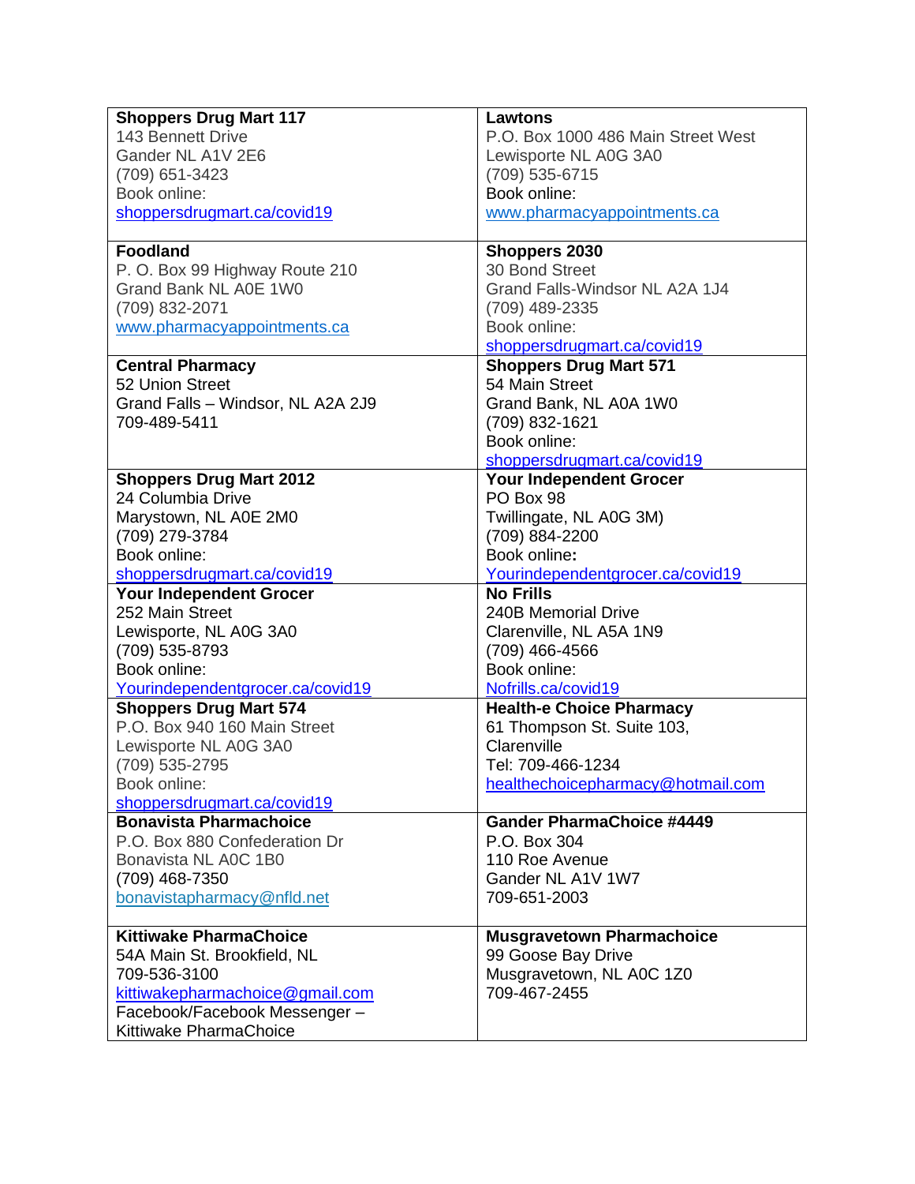| | |
|---|---|
| **Shoppers Drug Mart 117**<br>143 Bennett Drive<br>Gander NL A1V 2E6<br>(709) 651-3423<br>Book online:<br>shoppersdrugmart.ca/covid19 | **Lawtons**<br>P.O. Box 1000 486 Main Street West<br>Lewisporte NL A0G 3A0<br>(709) 535-6715<br>Book online:<br>www.pharmacyappointments.ca |
| **Foodland**<br>P. O. Box 99 Highway Route 210<br>Grand Bank NL A0E 1W0<br>(709) 832-2071<br>www.pharmacyappointments.ca | **Shoppers 2030**<br>30 Bond Street<br>Grand Falls-Windsor NL A2A 1J4<br>(709) 489-2335<br>Book online:<br>shoppersdrugmart.ca/covid19 |
| **Central Pharmacy**<br>52 Union Street<br>Grand Falls – Windsor, NL A2A 2J9<br>709-489-5411 | **Shoppers Drug Mart 571**<br>54 Main Street<br>Grand Bank, NL A0A 1W0<br>(709) 832-1621<br>Book online:<br>shoppersdrugmart.ca/covid19 |
| **Shoppers Drug Mart 2012**<br>24 Columbia Drive<br>Marystown, NL A0E 2M0<br>(709) 279-3784<br>Book online:<br>shoppersdrugmart.ca/covid19 | **Your Independent Grocer**<br>PO Box 98<br>Twillingate, NL A0G 3M)<br>(709) 884-2200<br>Book online:<br>Yourindependentgrocer.ca/covid19 |
| **Your Independent Grocer**<br>252 Main Street<br>Lewisporte, NL A0G 3A0<br>(709) 535-8793<br>Book online:<br>Yourindependentgrocer.ca/covid19 | **No Frills**<br>240B Memorial Drive<br>Clarenville, NL A5A 1N9<br>(709) 466-4566<br>Book online:<br>Nofrills.ca/covid19 |
| **Shoppers Drug Mart 574**<br>P.O. Box 940 160 Main Street<br>Lewisporte NL A0G 3A0<br>(709) 535-2795<br>Book online:<br>shoppersdrugmart.ca/covid19 | **Health-e Choice Pharmacy**<br>61 Thompson St. Suite 103,<br>Clarenville<br>Tel: 709-466-1234<br>healthechoicepharmacy@hotmail.com |
| **Bonavista Pharmachoice**<br>P.O. Box 880 Confederation Dr<br>Bonavista NL A0C 1B0<br>(709) 468-7350<br>bonavistapharmacy@nfld.net | **Gander PharmaChoice #4449**<br>P.O. Box 304<br>110 Roe Avenue<br>Gander NL A1V 1W7<br>709-651-2003 |
| **Kittiwake PharmaChoice**<br>54A Main St. Brookfield, NL<br>709-536-3100<br>kittiwakepharmachoice@gmail.com<br>Facebook/Facebook Messenger –<br>Kittiwake PharmaChoice | **Musgravetown Pharmachoice**<br>99 Goose Bay Drive<br>Musgravetown, NL A0C 1Z0<br>709-467-2455 |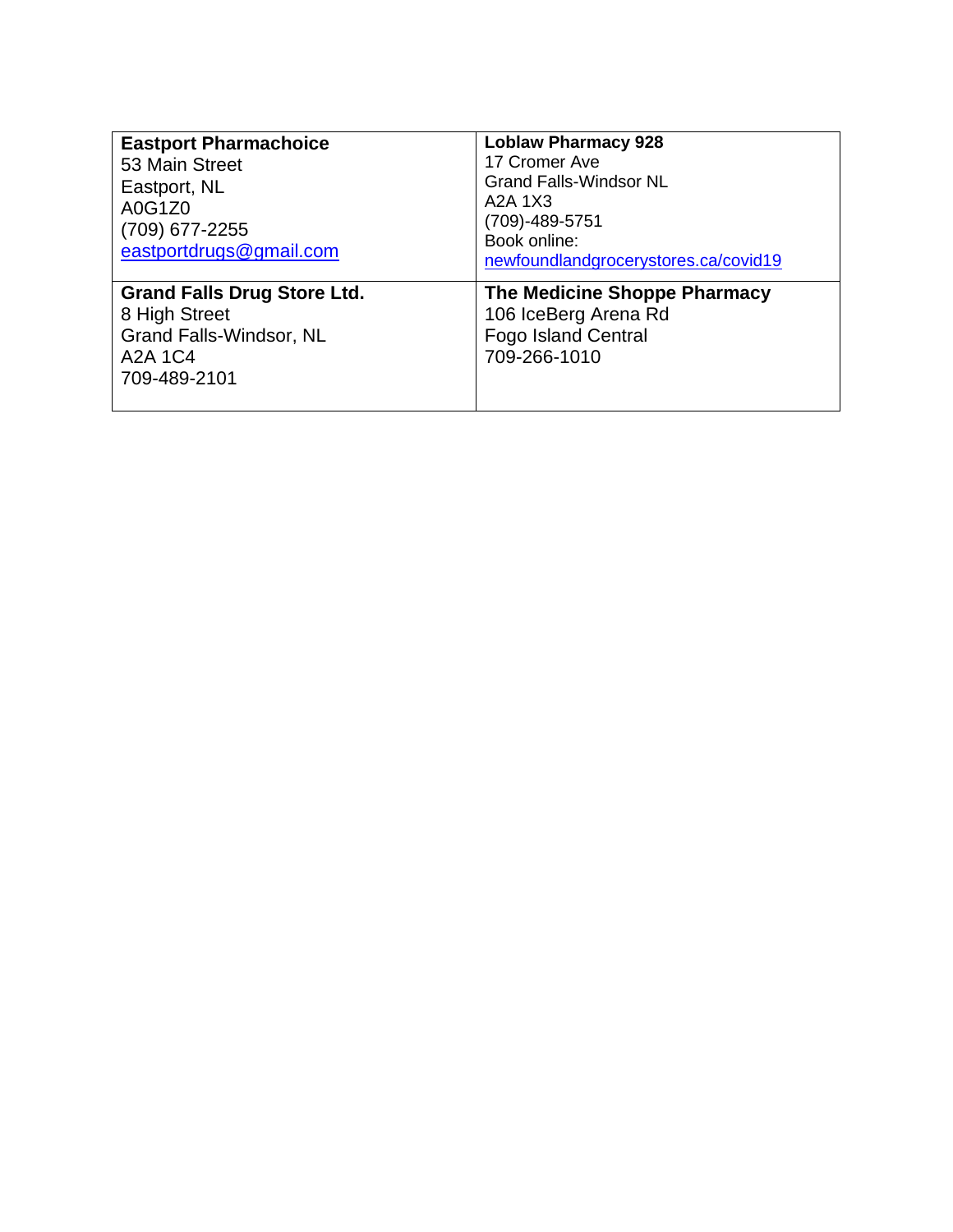| **Eastport Pharmachoice**<br>53 Main Street<br>Eastport, NL<br>A0G1Z0<br>(709) 677-2255<br>eastportdrugs@gmail.com | **Loblaw Pharmacy 928**<br>17 Cromer Ave<br>Grand Falls-Windsor NL<br>A2A 1X3<br>(709)-489-5751<br>Book online:<br>newfoundlandgrocerystores.ca/covid19 |
|---|---|
| **Grand Falls Drug Store Ltd.**<br>8 High Street<br>Grand Falls-Windsor, NL<br>A2A 1C4<br>709-489-2101 | **The Medicine Shoppe Pharmacy**<br>106 IceBerg Arena Rd<br>Fogo Island Central<br>709-266-1010 |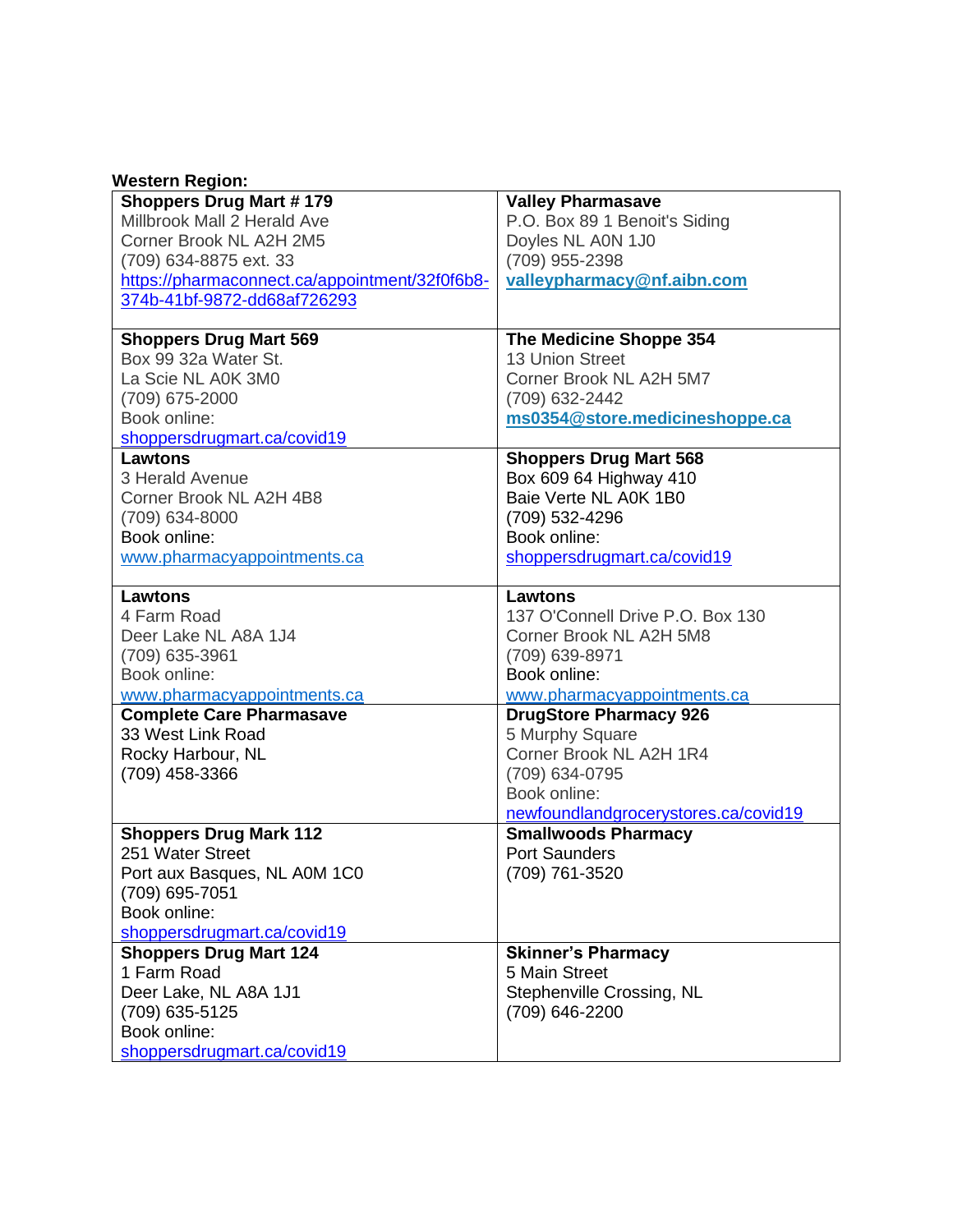**Western Region:**

| | |
|---|---|
| **Shoppers Drug Mart # 179**<br>Millbrook Mall 2 Herald Ave<br>Corner Brook NL A2H 2M5<br>(709) 634-8875 ext. 33<br>https://pharmaconnect.ca/appointment/32f0f6b8-374b-41bf-9872-dd68af726293 | **Valley Pharmasave**<br>P.O. Box 89 1 Benoit's Siding<br>Doyles NL A0N 1J0<br>(709) 955-2398<br>**valleypharmacy@nf.aibn.com** |
| **Shoppers Drug Mart 569**<br>Box 99 32a Water St.<br>La Scie NL A0K 3M0<br>(709) 675-2000<br>Book online:<br>shoppersdrugmart.ca/covid19 | **The Medicine Shoppe 354**<br>13 Union Street<br>Corner Brook NL A2H 5M7<br>(709) 632-2442<br>**ms0354@store.medicineshoppe.ca** |
| **Lawtons**<br>3 Herald Avenue<br>Corner Brook NL A2H 4B8<br>(709) 634-8000<br>Book online:<br>www.pharmacyappointments.ca | **Shoppers Drug Mart 568**<br>Box 609 64 Highway 410<br>Baie Verte NL A0K 1B0<br>(709) 532-4296<br>Book online:<br>shoppersdrugmart.ca/covid19 |
| **Lawtons**<br>4 Farm Road<br>Deer Lake NL A8A 1J4<br>(709) 635-3961<br>Book online:<br>www.pharmacyappointments.ca | **Lawtons**<br>137 O'Connell Drive P.O. Box 130<br>Corner Brook NL A2H 5M8<br>(709) 639-8971<br>Book online:<br>www.pharmacyappointments.ca |
| **Complete Care Pharmasave**<br>33 West Link Road<br>Rocky Harbour, NL<br>(709) 458-3366 | **DrugStore Pharmacy 926**<br>5 Murphy Square<br>Corner Brook NL A2H 1R4<br>(709) 634-0795<br>Book online:<br>newfoundlandgrocerystores.ca/covid19 |
| **Shoppers Drug Mark 112**<br>251 Water Street<br>Port aux Basques, NL A0M 1C0<br>(709) 695-7051<br>Book online:<br>shoppersdrugmart.ca/covid19 | **Smallwoods Pharmacy**<br>Port Saunders<br>(709) 761-3520 |
| **Shoppers Drug Mart 124**<br>1 Farm Road<br>Deer Lake, NL A8A 1J1<br>(709) 635-5125<br>Book online:<br>shoppersdrugmart.ca/covid19 | **Skinner's Pharmacy**<br>5 Main Street<br>Stephenville Crossing, NL<br>(709) 646-2200 |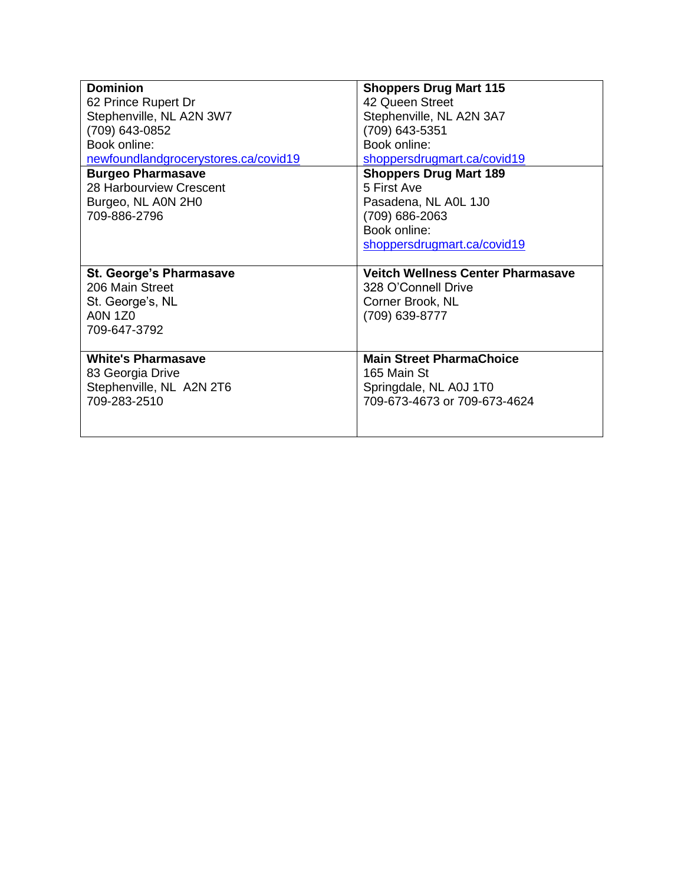| | |
|---|---|
| **Dominion**<br>62 Prince Rupert Dr<br>Stephenville, NL A2N 3W7<br>(709) 643-0852<br>Book online:<br>newfoundlandgrocerystores.ca/covid19 | **Shoppers Drug Mart 115**<br>42 Queen Street<br>Stephenville, NL A2N 3A7<br>(709) 643-5351<br>Book online:<br>shoppersdrugmart.ca/covid19 |
| **Burgeo Pharmasave**<br>28 Harbourview Crescent<br>Burgeo, NL A0N 2H0<br>709-886-2796 | **Shoppers Drug Mart 189**<br>5 First Ave<br>Pasadena, NL A0L 1J0<br>(709) 686-2063<br>Book online:<br>shoppersdrugmart.ca/covid19 |
| **St. George's Pharmasave**<br>206 Main Street<br>St. George's, NL<br>A0N 1Z0<br>709-647-3792 | **Veitch Wellness Center Pharmasave**<br>328 O'Connell Drive<br>Corner Brook, NL<br>(709) 639-8777 |
| **White's Pharmasave**<br>83 Georgia Drive<br>Stephenville, NL A2N 2T6<br>709-283-2510 | **Main Street PharmaChoice**<br>165 Main St<br>Springdale, NL A0J 1T0<br>709-673-4673 or 709-673-4624 |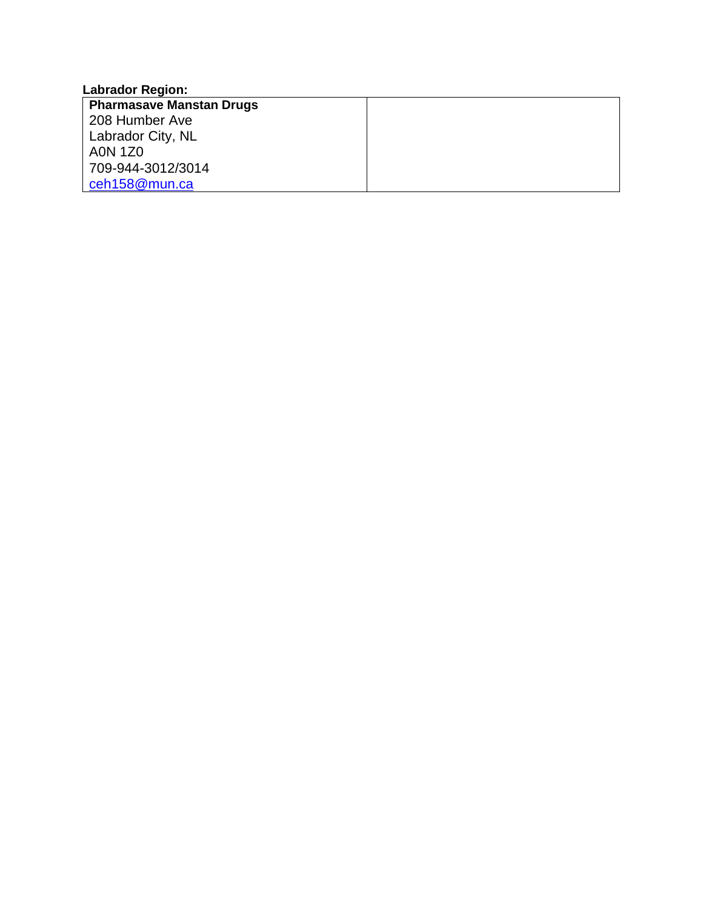**Labrador Region:**

| | |
|---|---|
| **Pharmasave Manstan Drugs**<br>208 Humber Ave<br>Labrador City, NL<br>A0N 1Z0<br>709-944-3012/3014<br>ceh158@mun.ca | |